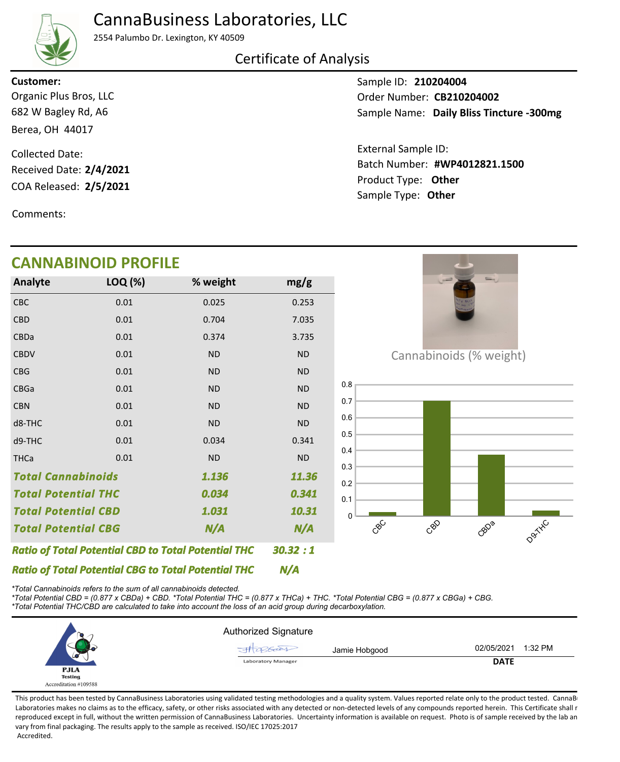# CannaBusiness Laboratories, LLC

2554 Palumbo Dr. Lexington, KY 40509

## Certificate of Analysis

**Customer:**
Organic Plus Bros, LLC
682 W Bagley Rd, A6
Berea, OH 44017

Collected Date:
Received Date: **2/4/2021**
COA Released: **2/5/2021**

Comments:

Sample ID: **210204004**
Order Number: **CB210204002**
Sample Name: **Daily Bliss Tincture -300mg**

External Sample ID:
Batch Number: **#WP4012821.1500**
Product Type: **Other**
Sample Type: **Other**

## CANNABINOID PROFILE

| Analyte | LOQ (%) | % weight | mg/g |
|---|---|---|---|
| CBC | 0.01 | 0.025 | 0.253 |
| CBD | 0.01 | 0.704 | 7.035 |
| CBDa | 0.01 | 0.374 | 3.735 |
| CBDV | 0.01 | ND | ND |
| CBG | 0.01 | ND | ND |
| CBGa | 0.01 | ND | ND |
| CBN | 0.01 | ND | ND |
| d8-THC | 0.01 | ND | ND |
| d9-THC | 0.01 | 0.034 | 0.341 |
| THCa | 0.01 | ND | ND |
| ***Total Cannabinoids*** | | ***1.136*** | ***11.36*** |
| ***Total Potential THC*** | | ***0.034*** | ***0.341*** |
| ***Total Potential CBD*** | | ***1.031*** | ***10.31*** |
| ***Total Potential CBG*** | | ***N/A*** | ***N/A*** |

Cannabinoids (% weight)

| Analyte | % weight |
|---|---|
| CBC | 0.025 |
| CBD | 0.704 |
| CBDa | 0.374 |
| D9-THC | 0.034 |

***Ratio of Total Potential CBD to Total Potential THC*** ***30.32 : 1***

***Ratio of Total Potential CBG to Total Potential THC*** ***N/A***

*\*Total Cannabinoids refers to the sum of all cannabinoids detected.*
*\*Total Potential CBD = (0.877 x CBDa) + CBD. \*Total Potential THC = (0.877 x THCa) + THC. \*Total Potential CBG = (0.877 x CBGa) + CBG.*
*\*Total Potential THC/CBD are calculated to take into account the loss of an acid group during decarboxylation.*

PJLA Testing
Accreditation #109588

Authorized Signature

Jamie Hobgood — Laboratory Manager — 02/05/2021 1:32 PM

**DATE**

This product has been tested by CannaBusiness Laboratories using validated testing methodologies and a quality system. Values reported relate only to the product tested. CannaBusiness Laboratories makes no claims as to the efficacy, safety, or other risks associated with any detected or non-detected levels of any compounds reported herein. This Certificate shall not be reproduced except in full, without the written permission of CannaBusiness Laboratories. Uncertainty information is available on request. Photo is of sample received by the lab and may vary from final packaging. The results apply to the sample as received. ISO/IEC 17025:2017 Accredited.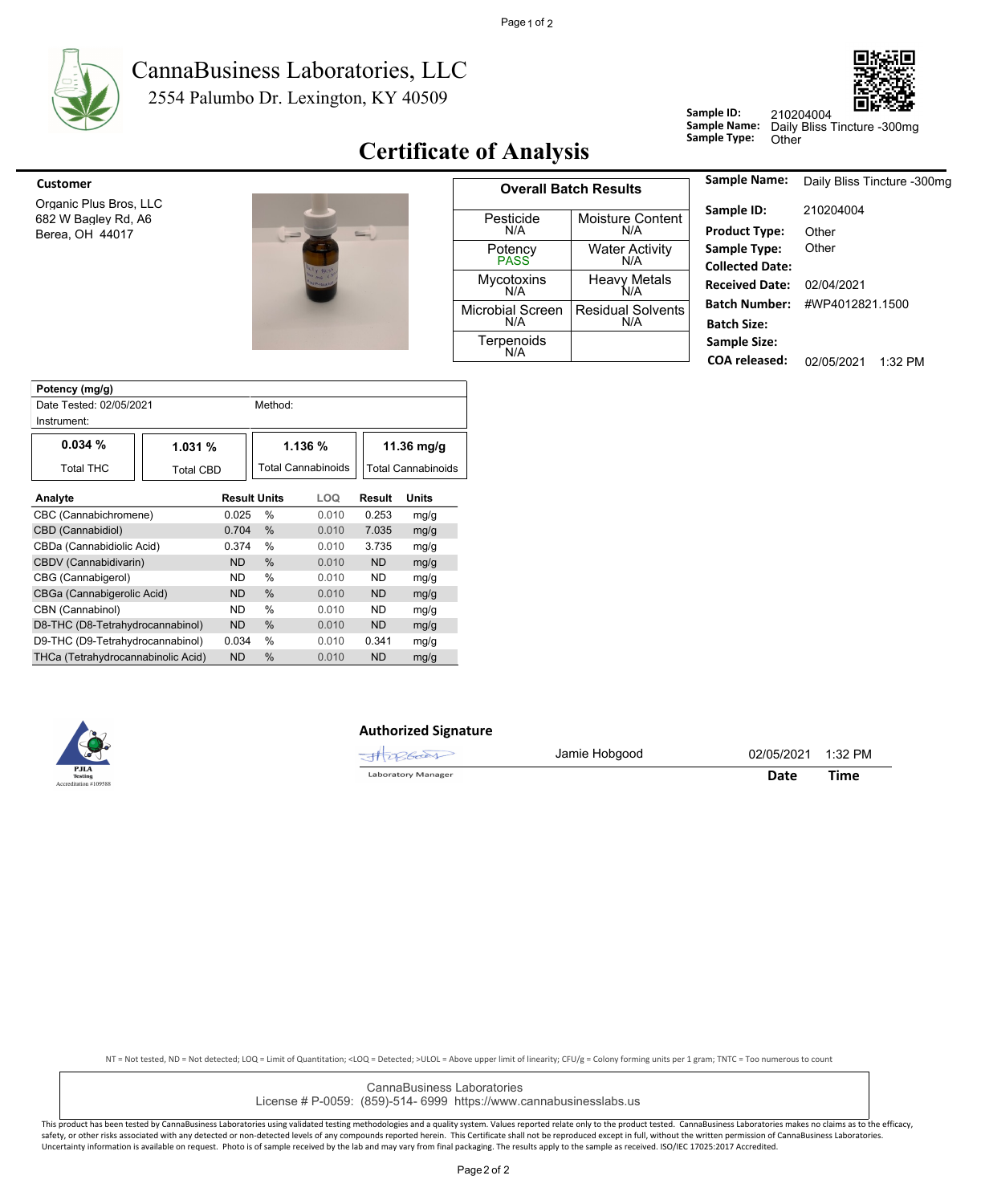# CannaBusiness Laboratories, LLC

2554 Palumbo Dr. Lexington, KY 40509

Sample ID: 210204004
Sample Name: Daily Bliss Tincture -300mg
Sample Type: Other

## Certificate of Analysis

**Customer**

Organic Plus Bros, LLC
682 W Bagley Rd, A6
Berea, OH 44017

| Overall Batch Results | |
|---|---|
| Pesticide N/A | Moisture Content N/A |
| Potency PASS | Water Activity N/A |
| Mycotoxins N/A | Heavy Metals N/A |
| Microbial Screen N/A | Residual Solvents N/A |
| Terpenoids N/A | |

**Sample Name:** Daily Bliss Tincture -300mg
**Sample ID:** 210204004
**Product Type:** Other
**Sample Type:** Other
**Collected Date:**
**Received Date:** 02/04/2021
**Batch Number:** #WP4012821.1500
**Batch Size:**
**Sample Size:**
**COA released:** 02/05/2021 1:32 PM

**Potency (mg/g)**

Date Tested: 02/05/2021 Method:
Instrument:

| 0.034 % | 1.031 % | 1.136 % | 11.36 mg/g |
|---|---|---|---|
| Total THC | Total CBD | Total Cannabinoids | Total Cannabinoids |

| Analyte | Result | Units | LOQ | Result | Units |
|---|---|---|---|---|---|
| CBC (Cannabichromene) | 0.025 | % | 0.010 | 0.253 | mg/g |
| CBD (Cannabidiol) | 0.704 | % | 0.010 | 7.035 | mg/g |
| CBDa (Cannabidiolic Acid) | 0.374 | % | 0.010 | 3.735 | mg/g |
| CBDV (Cannabidivarin) | ND | % | 0.010 | ND | mg/g |
| CBG (Cannabigerol) | ND | % | 0.010 | ND | mg/g |
| CBGa (Cannabigerolic Acid) | ND | % | 0.010 | ND | mg/g |
| CBN (Cannabinol) | ND | % | 0.010 | ND | mg/g |
| D8-THC (D8-Tetrahydrocannabinol) | ND | % | 0.010 | ND | mg/g |
| D9-THC (D9-Tetrahydrocannabinol) | 0.034 | % | 0.010 | 0.341 | mg/g |
| THCa (Tetrahydrocannabinolic Acid) | ND | % | 0.010 | ND | mg/g |

PJLA Testing Accreditation #109588

**Authorized Signature**

Jamie Hobgood — Laboratory Manager — Date: 02/05/2021 Time: 1:32 PM

NT = Not tested, ND = Not detected; LOQ = Limit of Quantitation; <LOQ = Detected; >ULOL = Above upper limit of linearity; CFU/g = Colony forming units per 1 gram; TNTC = Too numerous to count

CannaBusiness Laboratories
License # P-0059: (859)-514- 6999 https://www.cannabusinesslabs.us

This product has been tested by CannaBusiness Laboratories using validated testing methodologies and a quality system. Values reported relate only to the product tested. CannaBusiness Laboratories makes no claims as to the efficacy, safety, or other risks associated with any detected or non-detected levels of any compounds reported herein. This Certificate shall not be reproduced except in full, without the written permission of CannaBusiness Laboratories. Uncertainty information is available on request. Photo is of sample received by the lab and may vary from final packaging. The results apply to the sample as received. ISO/IEC 17025:2017 Accredited.